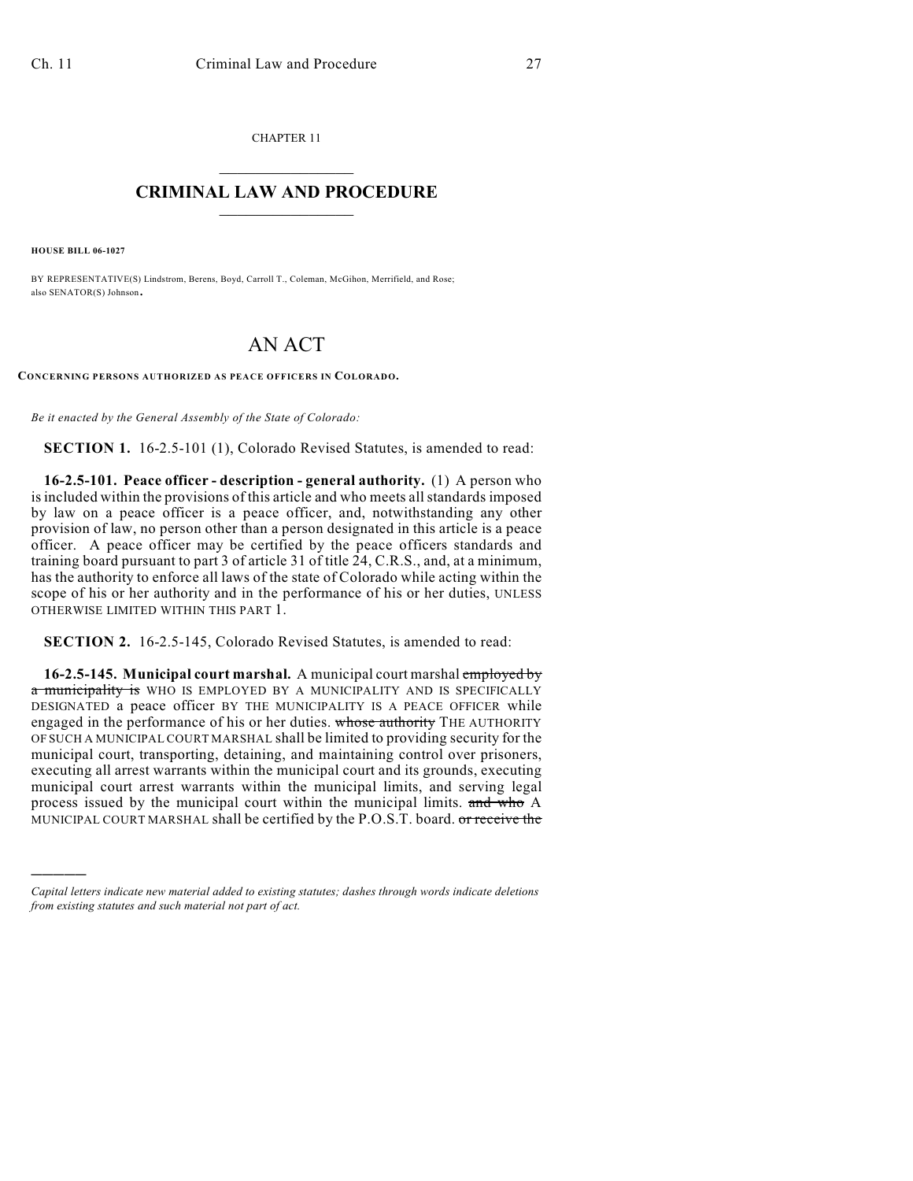CHAPTER 11

# CRIMINAL LAW AND PROCEDURE

**HOUSE BILL 06-1027**

BY REPRESENTATIVE(S) Lindstrom, Berens, Boyd, Carroll T., Coleman, McGihon, Merrifield, and Rose; also SENATOR(S) Johnson.

# AN ACT

**CONCERNING PERSONS AUTHORIZED AS PEACE OFFICERS IN COLORADO.**

*Be it enacted by the General Assembly of the State of Colorado:*

**SECTION 1.** 16-2.5-101 (1), Colorado Revised Statutes, is amended to read:

**16-2.5-101. Peace officer - description - general authority.** (1) A person who is included within the provisions of this article and who meets all standards imposed by law on a peace officer is a peace officer, and, notwithstanding any other provision of law, no person other than a person designated in this article is a peace officer. A peace officer may be certified by the peace officers standards and training board pursuant to part 3 of article 31 of title 24, C.R.S., and, at a minimum, has the authority to enforce all laws of the state of Colorado while acting within the scope of his or her authority and in the performance of his or her duties, UNLESS OTHERWISE LIMITED WITHIN THIS PART 1.

**SECTION 2.** 16-2.5-145, Colorado Revised Statutes, is amended to read:

**16-2.5-145. Municipal court marshal.** A municipal court marshal ~~employed by a municipality is~~ WHO IS EMPLOYED BY A MUNICIPALITY AND IS SPECIFICALLY DESIGNATED a peace officer BY THE MUNICIPALITY IS A PEACE OFFICER while engaged in the performance of his or her duties. ~~whose authority~~ THE AUTHORITY OF SUCH A MUNICIPAL COURT MARSHAL shall be limited to providing security for the municipal court, transporting, detaining, and maintaining control over prisoners, executing all arrest warrants within the municipal court and its grounds, executing municipal court arrest warrants within the municipal limits, and serving legal process issued by the municipal court within the municipal limits. ~~and who~~ A MUNICIPAL COURT MARSHAL shall be certified by the P.O.S.T. board. ~~or receive the~~

---

*Capital letters indicate new material added to existing statutes; dashes through words indicate deletions from existing statutes and such material not part of act.*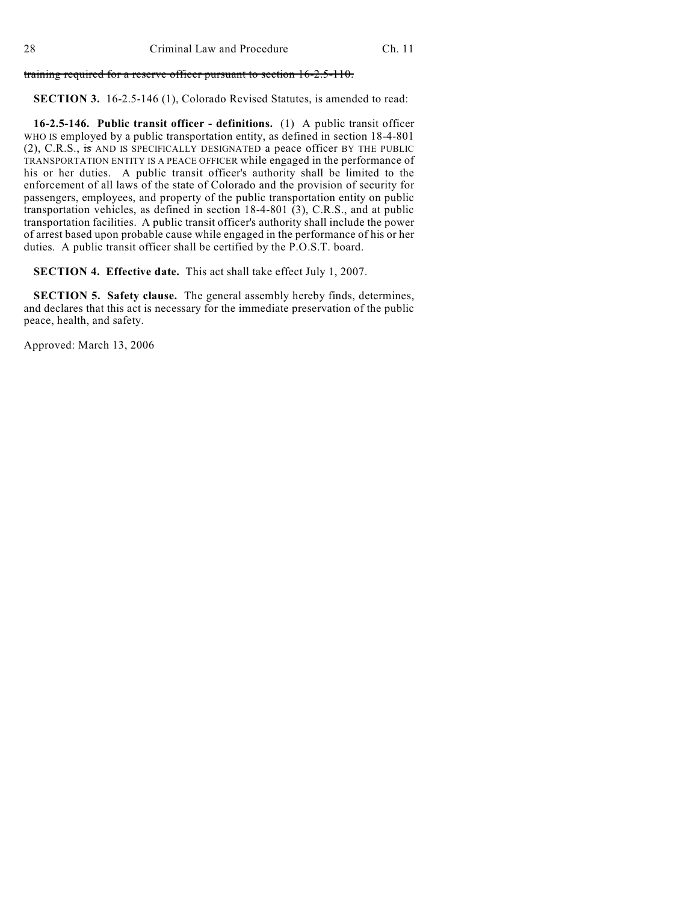~~training required for a reserve officer pursuant to section 16-2.5-110.~~

**SECTION 3.** 16-2.5-146 (1), Colorado Revised Statutes, is amended to read:

**16-2.5-146. Public transit officer - definitions.** (1) A public transit officer WHO IS employed by a public transportation entity, as defined in section 18-4-801 (2), C.R.S., ~~is~~ AND IS SPECIFICALLY DESIGNATED a peace officer BY THE PUBLIC TRANSPORTATION ENTITY IS A PEACE OFFICER while engaged in the performance of his or her duties. A public transit officer's authority shall be limited to the enforcement of all laws of the state of Colorado and the provision of security for passengers, employees, and property of the public transportation entity on public transportation vehicles, as defined in section 18-4-801 (3), C.R.S., and at public transportation facilities. A public transit officer's authority shall include the power of arrest based upon probable cause while engaged in the performance of his or her duties. A public transit officer shall be certified by the P.O.S.T. board.

**SECTION 4. Effective date.** This act shall take effect July 1, 2007.

**SECTION 5. Safety clause.** The general assembly hereby finds, determines, and declares that this act is necessary for the immediate preservation of the public peace, health, and safety.

Approved: March 13, 2006